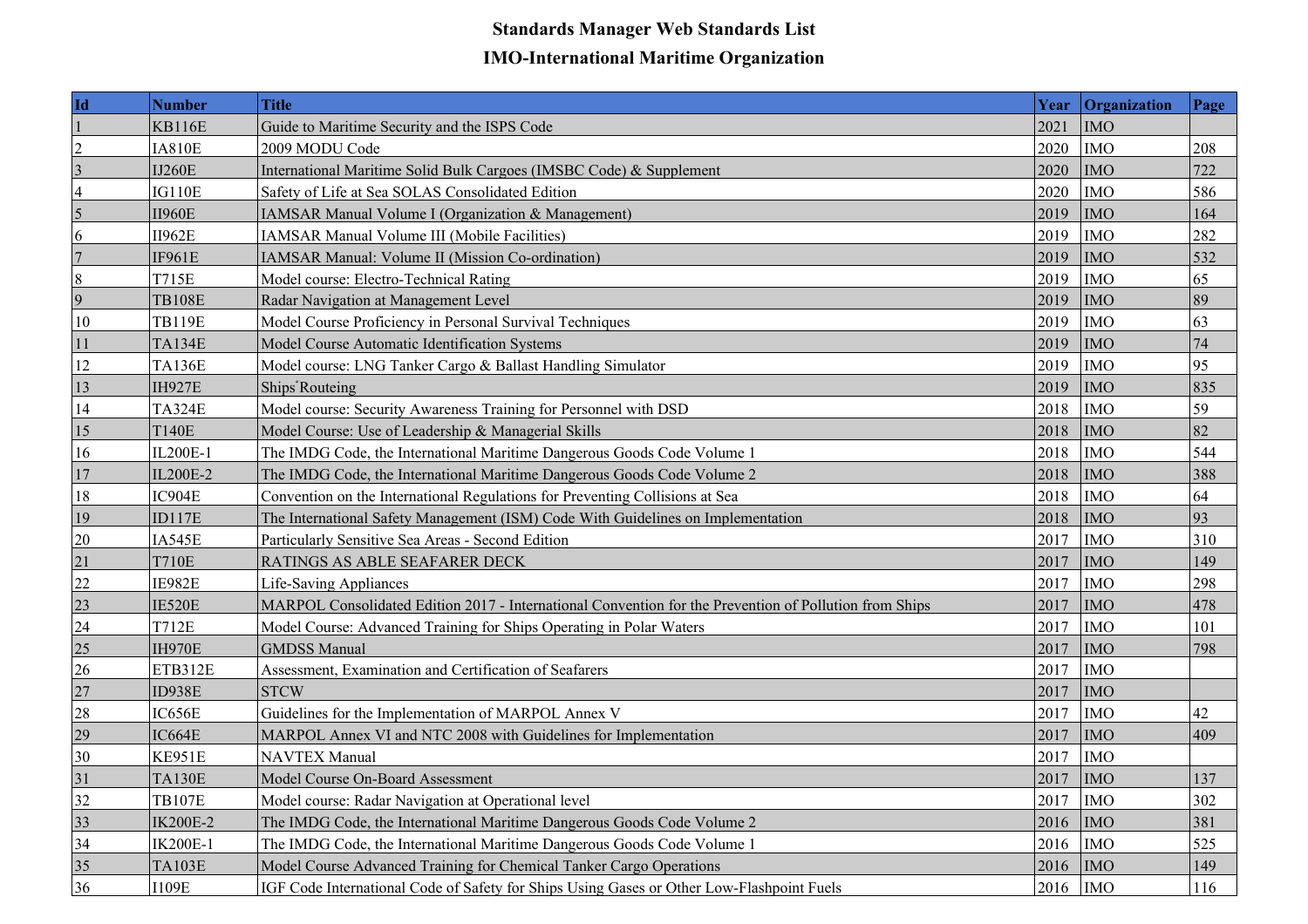# Standards Manager Web Standards List

## IMO-International Maritime Organization

| Id | Number | Title | Year | Organization | Page |
|---|---|---|---|---|---|
| 1 | KB116E | Guide to Maritime Security and the ISPS Code | 2021 | IMO | |
| 2 | IA810E | 2009 MODU Code | 2020 | IMO | 208 |
| 3 | IJ260E | International Maritime Solid Bulk Cargoes (IMSBC Code) & Supplement | 2020 | IMO | 722 |
| 4 | IG110E | Safety of Life at Sea SOLAS Consolidated Edition | 2020 | IMO | 586 |
| 5 | II960E | IAMSAR Manual Volume I (Organization & Management) | 2019 | IMO | 164 |
| 6 | II962E | IAMSAR Manual Volume III (Mobile Facilities) | 2019 | IMO | 282 |
| 7 | IF961E | IAMSAR Manual: Volume II (Mission Co-ordination) | 2019 | IMO | 532 |
| 8 | T715E | Model course: Electro-Technical Rating | 2019 | IMO | 65 |
| 9 | TB108E | Radar Navigation at Management Level | 2019 | IMO | 89 |
| 10 | TB119E | Model Course Proficiency in Personal Survival Techniques | 2019 | IMO | 63 |
| 11 | TA134E | Model Course Automatic Identification Systems | 2019 | IMO | 74 |
| 12 | TA136E | Model course: LNG Tanker Cargo & Ballast Handling Simulator | 2019 | IMO | 95 |
| 13 | IH927E | Ships' Routeing | 2019 | IMO | 835 |
| 14 | TA324E | Model course: Security Awareness Training for Personnel with DSD | 2018 | IMO | 59 |
| 15 | T140E | Model Course: Use of Leadership & Managerial Skills | 2018 | IMO | 82 |
| 16 | IL200E-1 | The IMDG Code, the International Maritime Dangerous Goods Code Volume 1 | 2018 | IMO | 544 |
| 17 | IL200E-2 | The IMDG Code, the International Maritime Dangerous Goods Code Volume 2 | 2018 | IMO | 388 |
| 18 | IC904E | Convention on the International Regulations for Preventing Collisions at Sea | 2018 | IMO | 64 |
| 19 | ID117E | The International Safety Management (ISM) Code With Guidelines on Implementation | 2018 | IMO | 93 |
| 20 | IA545E | Particularly Sensitive Sea Areas - Second Edition | 2017 | IMO | 310 |
| 21 | T710E | RATINGS AS ABLE SEAFARER DECK | 2017 | IMO | 149 |
| 22 | IE982E | Life-Saving Appliances | 2017 | IMO | 298 |
| 23 | IE520E | MARPOL Consolidated Edition 2017 - International Convention for the Prevention of Pollution from Ships | 2017 | IMO | 478 |
| 24 | T712E | Model Course: Advanced Training for Ships Operating in Polar Waters | 2017 | IMO | 101 |
| 25 | IH970E | GMDSS Manual | 2017 | IMO | 798 |
| 26 | ETB312E | Assessment, Examination and Certification of Seafarers | 2017 | IMO | |
| 27 | ID938E | STCW | 2017 | IMO | |
| 28 | IC656E | Guidelines for the Implementation of MARPOL Annex V | 2017 | IMO | 42 |
| 29 | IC664E | MARPOL Annex VI and NTC 2008 with Guidelines for Implementation | 2017 | IMO | 409 |
| 30 | KE951E | NAVTEX Manual | 2017 | IMO | |
| 31 | TA130E | Model Course On-Board Assessment | 2017 | IMO | 137 |
| 32 | TB107E | Model course: Radar Navigation at Operational level | 2017 | IMO | 302 |
| 33 | IK200E-2 | The IMDG Code, the International Maritime Dangerous Goods Code Volume 2 | 2016 | IMO | 381 |
| 34 | IK200E-1 | The IMDG Code, the International Maritime Dangerous Goods Code Volume 1 | 2016 | IMO | 525 |
| 35 | TA103E | Model Course Advanced Training for Chemical Tanker Cargo Operations | 2016 | IMO | 149 |
| 36 | I109E | IGF Code International Code of Safety for Ships Using Gases or Other Low-Flashpoint Fuels | 2016 | IMO | 116 |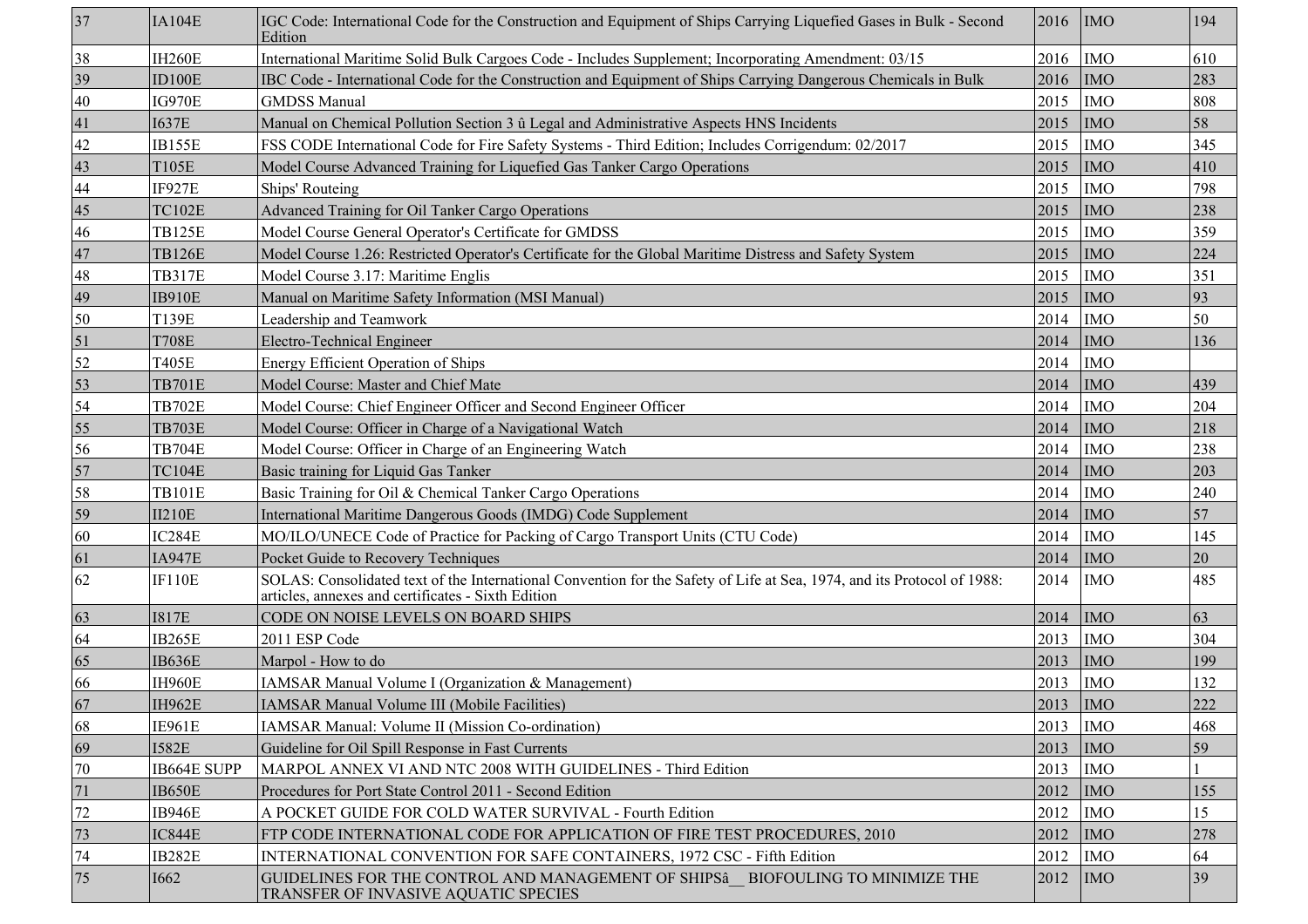| | | | | | |
|---|---|---|---|---|---|
| 37 | IA104E | IGC Code: International Code for the Construction and Equipment of Ships Carrying Liquefied Gases in Bulk - Second Edition | 2016 | IMO | 194 |
| 38 | IH260E | International Maritime Solid Bulk Cargoes Code - Includes Supplement; Incorporating Amendment: 03/15 | 2016 | IMO | 610 |
| 39 | ID100E | IBC Code - International Code for the Construction and Equipment of Ships Carrying Dangerous Chemicals in Bulk | 2016 | IMO | 283 |
| 40 | IG970E | GMDSS Manual | 2015 | IMO | 808 |
| 41 | I637E | Manual on Chemical Pollution Section 3 û Legal and Administrative Aspects HNS Incidents | 2015 | IMO | 58 |
| 42 | IB155E | FSS CODE International Code for Fire Safety Systems - Third Edition; Includes Corrigendum: 02/2017 | 2015 | IMO | 345 |
| 43 | T105E | Model Course Advanced Training for Liquefied Gas Tanker Cargo Operations | 2015 | IMO | 410 |
| 44 | IF927E | Ships' Routeing | 2015 | IMO | 798 |
| 45 | TC102E | Advanced Training for Oil Tanker Cargo Operations | 2015 | IMO | 238 |
| 46 | TB125E | Model Course General Operator's Certificate for GMDSS | 2015 | IMO | 359 |
| 47 | TB126E | Model Course 1.26: Restricted Operator's Certificate for the Global Maritime Distress and Safety System | 2015 | IMO | 224 |
| 48 | TB317E | Model Course 3.17: Maritime Englis | 2015 | IMO | 351 |
| 49 | IB910E | Manual on Maritime Safety Information (MSI Manual) | 2015 | IMO | 93 |
| 50 | T139E | Leadership and Teamwork | 2014 | IMO | 50 |
| 51 | T708E | Electro-Technical Engineer | 2014 | IMO | 136 |
| 52 | T405E | Energy Efficient Operation of Ships | 2014 | IMO | |
| 53 | TB701E | Model Course: Master and Chief Mate | 2014 | IMO | 439 |
| 54 | TB702E | Model Course: Chief Engineer Officer and Second Engineer Officer | 2014 | IMO | 204 |
| 55 | TB703E | Model Course: Officer in Charge of a Navigational Watch | 2014 | IMO | 218 |
| 56 | TB704E | Model Course: Officer in Charge of an Engineering Watch | 2014 | IMO | 238 |
| 57 | TC104E | Basic training for Liquid Gas Tanker | 2014 | IMO | 203 |
| 58 | TB101E | Basic Training for Oil & Chemical Tanker Cargo Operations | 2014 | IMO | 240 |
| 59 | II210E | International Maritime Dangerous Goods (IMDG) Code Supplement | 2014 | IMO | 57 |
| 60 | IC284E | MO/ILO/UNECE Code of Practice for Packing of Cargo Transport Units (CTU Code) | 2014 | IMO | 145 |
| 61 | IA947E | Pocket Guide to Recovery Techniques | 2014 | IMO | 20 |
| 62 | IF110E | SOLAS: Consolidated text of the International Convention for the Safety of Life at Sea, 1974, and its Protocol of 1988: articles, annexes and certificates - Sixth Edition | 2014 | IMO | 485 |
| 63 | I817E | CODE ON NOISE LEVELS ON BOARD SHIPS | 2014 | IMO | 63 |
| 64 | IB265E | 2011 ESP Code | 2013 | IMO | 304 |
| 65 | IB636E | Marpol - How to do | 2013 | IMO | 199 |
| 66 | IH960E | IAMSAR Manual Volume I (Organization & Management) | 2013 | IMO | 132 |
| 67 | IH962E | IAMSAR Manual Volume III (Mobile Facilities) | 2013 | IMO | 222 |
| 68 | IE961E | IAMSAR Manual: Volume II (Mission Co-ordination) | 2013 | IMO | 468 |
| 69 | I582E | Guideline for Oil Spill Response in Fast Currents | 2013 | IMO | 59 |
| 70 | IB664E SUPP | MARPOL ANNEX VI AND NTC 2008 WITH GUIDELINES - Third Edition | 2013 | IMO | 1 |
| 71 | IB650E | Procedures for Port State Control 2011 - Second Edition | 2012 | IMO | 155 |
| 72 | IB946E | A POCKET GUIDE FOR COLD WATER SURVIVAL - Fourth Edition | 2012 | IMO | 15 |
| 73 | IC844E | FTP CODE INTERNATIONAL CODE FOR APPLICATION OF FIRE TEST PROCEDURES, 2010 | 2012 | IMO | 278 |
| 74 | IB282E | INTERNATIONAL CONVENTION FOR SAFE CONTAINERS, 1972 CSC - Fifth Edition | 2012 | IMO | 64 |
| 75 | I662 | GUIDELINES FOR THE CONTROL AND MANAGEMENT OF SHIPSâ__ BIOFOULING TO MINIMIZE THE TRANSFER OF INVASIVE AQUATIC SPECIES | 2012 | IMO | 39 |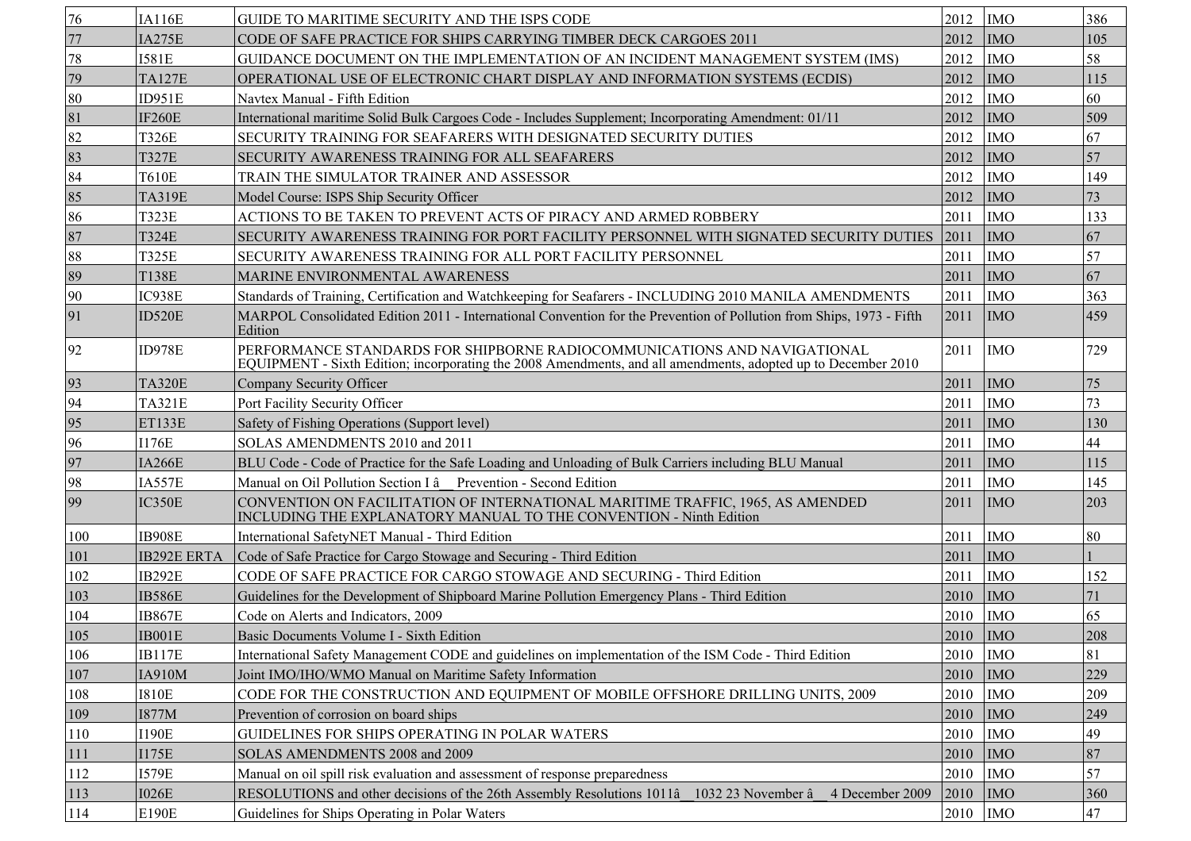| 76 | IA116E | GUIDE TO MARITIME SECURITY AND THE ISPS CODE | 2012 | IMO | 386 |
|---|---|---|---|---|---|
| 77 | IA275E | CODE OF SAFE PRACTICE FOR SHIPS CARRYING TIMBER DECK CARGOES 2011 | 2012 | IMO | 105 |
| 78 | I581E | GUIDANCE DOCUMENT ON THE IMPLEMENTATION OF AN INCIDENT MANAGEMENT SYSTEM (IMS) | 2012 | IMO | 58 |
| 79 | TA127E | OPERATIONAL USE OF ELECTRONIC CHART DISPLAY AND INFORMATION SYSTEMS (ECDIS) | 2012 | IMO | 115 |
| 80 | ID951E | Navtex Manual - Fifth Edition | 2012 | IMO | 60 |
| 81 | IF260E | International maritime Solid Bulk Cargoes Code - Includes Supplement; Incorporating Amendment: 01/11 | 2012 | IMO | 509 |
| 82 | T326E | SECURITY TRAINING FOR SEAFARERS WITH DESIGNATED SECURITY DUTIES | 2012 | IMO | 67 |
| 83 | T327E | SECURITY AWARENESS TRAINING FOR ALL SEAFARERS | 2012 | IMO | 57 |
| 84 | T610E | TRAIN THE SIMULATOR TRAINER AND ASSESSOR | 2012 | IMO | 149 |
| 85 | TA319E | Model Course: ISPS Ship Security Officer | 2012 | IMO | 73 |
| 86 | T323E | ACTIONS TO BE TAKEN TO PREVENT ACTS OF PIRACY AND ARMED ROBBERY | 2011 | IMO | 133 |
| 87 | T324E | SECURITY AWARENESS TRAINING FOR PORT FACILITY PERSONNEL WITH SIGNATED SECURITY DUTIES | 2011 | IMO | 67 |
| 88 | T325E | SECURITY AWARENESS TRAINING FOR ALL PORT FACILITY PERSONNEL | 2011 | IMO | 57 |
| 89 | T138E | MARINE ENVIRONMENTAL AWARENESS | 2011 | IMO | 67 |
| 90 | IC938E | Standards of Training, Certification and Watchkeeping for Seafarers - INCLUDING 2010 MANILA AMENDMENTS | 2011 | IMO | 363 |
| 91 | ID520E | MARPOL Consolidated Edition 2011 - International Convention for the Prevention of Pollution from Ships, 1973 - Fifth Edition | 2011 | IMO | 459 |
| 92 | ID978E | PERFORMANCE STANDARDS FOR SHIPBORNE RADIOCOMMUNICATIONS AND NAVIGATIONAL EQUIPMENT - Sixth Edition; incorporating the 2008 Amendments, and all amendments, adopted up to December 2010 | 2011 | IMO | 729 |
| 93 | TA320E | Company Security Officer | 2011 | IMO | 75 |
| 94 | TA321E | Port Facility Security Officer | 2011 | IMO | 73 |
| 95 | ET133E | Safety of Fishing Operations (Support level) | 2011 | IMO | 130 |
| 96 | I176E | SOLAS AMENDMENTS 2010 and 2011 | 2011 | IMO | 44 |
| 97 | IA266E | BLU Code - Code of Practice for the Safe Loading and Unloading of Bulk Carriers including BLU Manual | 2011 | IMO | 115 |
| 98 | IA557E | Manual on Oil Pollution Section I â__ Prevention - Second Edition | 2011 | IMO | 145 |
| 99 | IC350E | CONVENTION ON FACILITATION OF INTERNATIONAL MARITIME TRAFFIC, 1965, AS AMENDED INCLUDING THE EXPLANATORY MANUAL TO THE CONVENTION - Ninth Edition | 2011 | IMO | 203 |
| 100 | IB908E | International SafetyNET Manual - Third Edition | 2011 | IMO | 80 |
| 101 | IB292E ERTA | Code of Safe Practice for Cargo Stowage and Securing - Third Edition | 2011 | IMO | 1 |
| 102 | IB292E | CODE OF SAFE PRACTICE FOR CARGO STOWAGE AND SECURING - Third Edition | 2011 | IMO | 152 |
| 103 | IB586E | Guidelines for the Development of Shipboard Marine Pollution Emergency Plans - Third Edition | 2010 | IMO | 71 |
| 104 | IB867E | Code on Alerts and Indicators, 2009 | 2010 | IMO | 65 |
| 105 | IB001E | Basic Documents Volume I - Sixth Edition | 2010 | IMO | 208 |
| 106 | IB117E | International Safety Management CODE and guidelines on implementation of the ISM Code - Third Edition | 2010 | IMO | 81 |
| 107 | IA910M | Joint IMO/IHO/WMO Manual on Maritime Safety Information | 2010 | IMO | 229 |
| 108 | I810E | CODE FOR THE CONSTRUCTION AND EQUIPMENT OF MOBILE OFFSHORE DRILLING UNITS, 2009 | 2010 | IMO | 209 |
| 109 | I877M | Prevention of corrosion on board ships | 2010 | IMO | 249 |
| 110 | I190E | GUIDELINES FOR SHIPS OPERATING IN POLAR WATERS | 2010 | IMO | 49 |
| 111 | I175E | SOLAS AMENDMENTS 2008 and 2009 | 2010 | IMO | 87 |
| 112 | I579E | Manual on oil spill risk evaluation and assessment of response preparedness | 2010 | IMO | 57 |
| 113 | I026E | RESOLUTIONS and other decisions of the 26th Assembly Resolutions 1011â__1032 23 November â__ 4 December 2009 | 2010 | IMO | 360 |
| 114 | E190E | Guidelines for Ships Operating in Polar Waters | 2010 | IMO | 47 |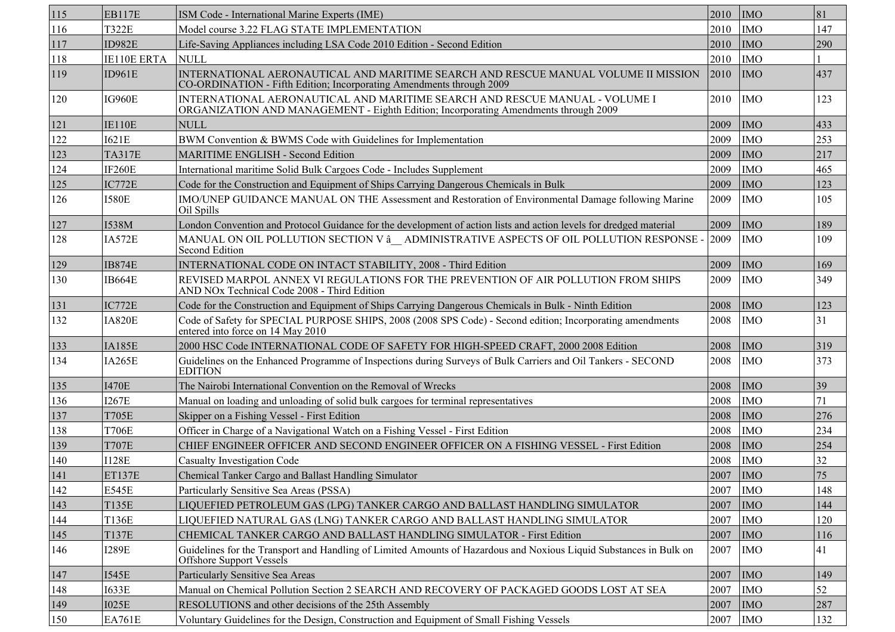| | | | | | |
|---|---|---|---|---|---|
| 115 | EB117E | ISM Code - International Marine Experts (IME) | 2010 | IMO | 81 |
| 116 | T322E | Model course 3.22 FLAG STATE IMPLEMENTATION | 2010 | IMO | 147 |
| 117 | ID982E | Life-Saving Appliances including LSA Code 2010 Edition - Second Edition | 2010 | IMO | 290 |
| 118 | IE110E ERTA | NULL | 2010 | IMO | 1 |
| 119 | ID961E | INTERNATIONAL AERONAUTICAL AND MARITIME SEARCH AND RESCUE MANUAL VOLUME II MISSION CO-ORDINATION - Fifth Edition; Incorporating Amendments through 2009 | 2010 | IMO | 437 |
| 120 | IG960E | INTERNATIONAL AERONAUTICAL AND MARITIME SEARCH AND RESCUE MANUAL - VOLUME I ORGANIZATION AND MANAGEMENT - Eighth Edition; Incorporating Amendments through 2009 | 2010 | IMO | 123 |
| 121 | IE110E | NULL | 2009 | IMO | 433 |
| 122 | I621E | BWM Convention & BWMS Code with Guidelines for Implementation | 2009 | IMO | 253 |
| 123 | TA317E | MARITIME ENGLISH - Second Edition | 2009 | IMO | 217 |
| 124 | IF260E | International maritime Solid Bulk Cargoes Code - Includes Supplement | 2009 | IMO | 465 |
| 125 | IC772E | Code for the Construction and Equipment of Ships Carrying Dangerous Chemicals in Bulk | 2009 | IMO | 123 |
| 126 | I580E | IMO/UNEP GUIDANCE MANUAL ON THE Assessment and Restoration of Environmental Damage following Marine Oil Spills | 2009 | IMO | 105 |
| 127 | I538M | London Convention and Protocol Guidance for the development of action lists and action levels for dredged material | 2009 | IMO | 189 |
| 128 | IA572E | MANUAL ON OIL POLLUTION SECTION V â__ ADMINISTRATIVE ASPECTS OF OIL POLLUTION RESPONSE - Second Edition | 2009 | IMO | 109 |
| 129 | IB874E | INTERNATIONAL CODE ON INTACT STABILITY, 2008 - Third Edition | 2009 | IMO | 169 |
| 130 | IB664E | REVISED MARPOL ANNEX VI REGULATIONS FOR THE PREVENTION OF AIR POLLUTION FROM SHIPS AND NOx Technical Code 2008 - Third Edition | 2009 | IMO | 349 |
| 131 | IC772E | Code for the Construction and Equipment of Ships Carrying Dangerous Chemicals in Bulk - Ninth Edition | 2008 | IMO | 123 |
| 132 | IA820E | Code of Safety for SPECIAL PURPOSE SHIPS, 2008 (2008 SPS Code) - Second edition; Incorporating amendments entered into force on 14 May 2010 | 2008 | IMO | 31 |
| 133 | IA185E | 2000 HSC Code INTERNATIONAL CODE OF SAFETY FOR HIGH-SPEED CRAFT, 2000 2008 Edition | 2008 | IMO | 319 |
| 134 | IA265E | Guidelines on the Enhanced Programme of Inspections during Surveys of Bulk Carriers and Oil Tankers - SECOND EDITION | 2008 | IMO | 373 |
| 135 | I470E | The Nairobi International Convention on the Removal of Wrecks | 2008 | IMO | 39 |
| 136 | I267E | Manual on loading and unloading of solid bulk cargoes for terminal representatives | 2008 | IMO | 71 |
| 137 | T705E | Skipper on a Fishing Vessel - First Edition | 2008 | IMO | 276 |
| 138 | T706E | Officer in Charge of a Navigational Watch on a Fishing Vessel - First Edition | 2008 | IMO | 234 |
| 139 | T707E | CHIEF ENGINEER OFFICER AND SECOND ENGINEER OFFICER ON A FISHING VESSEL - First Edition | 2008 | IMO | 254 |
| 140 | I128E | Casualty Investigation Code | 2008 | IMO | 32 |
| 141 | ET137E | Chemical Tanker Cargo and Ballast Handling Simulator | 2007 | IMO | 75 |
| 142 | E545E | Particularly Sensitive Sea Areas (PSSA) | 2007 | IMO | 148 |
| 143 | T135E | LIQUEFIED PETROLEUM GAS (LPG) TANKER CARGO AND BALLAST HANDLING SIMULATOR | 2007 | IMO | 144 |
| 144 | T136E | LIQUEFIED NATURAL GAS (LNG) TANKER CARGO AND BALLAST HANDLING SIMULATOR | 2007 | IMO | 120 |
| 145 | T137E | CHEMICAL TANKER CARGO AND BALLAST HANDLING SIMULATOR - First Edition | 2007 | IMO | 116 |
| 146 | I289E | Guidelines for the Transport and Handling of Limited Amounts of Hazardous and Noxious Liquid Substances in Bulk on Offshore Support Vessels | 2007 | IMO | 41 |
| 147 | I545E | Particularly Sensitive Sea Areas | 2007 | IMO | 149 |
| 148 | I633E | Manual on Chemical Pollution Section 2 SEARCH AND RECOVERY OF PACKAGED GOODS LOST AT SEA | 2007 | IMO | 52 |
| 149 | I025E | RESOLUTIONS and other decisions of the 25th Assembly | 2007 | IMO | 287 |
| 150 | EA761E | Voluntary Guidelines for the Design, Construction and Equipment of Small Fishing Vessels | 2007 | IMO | 132 |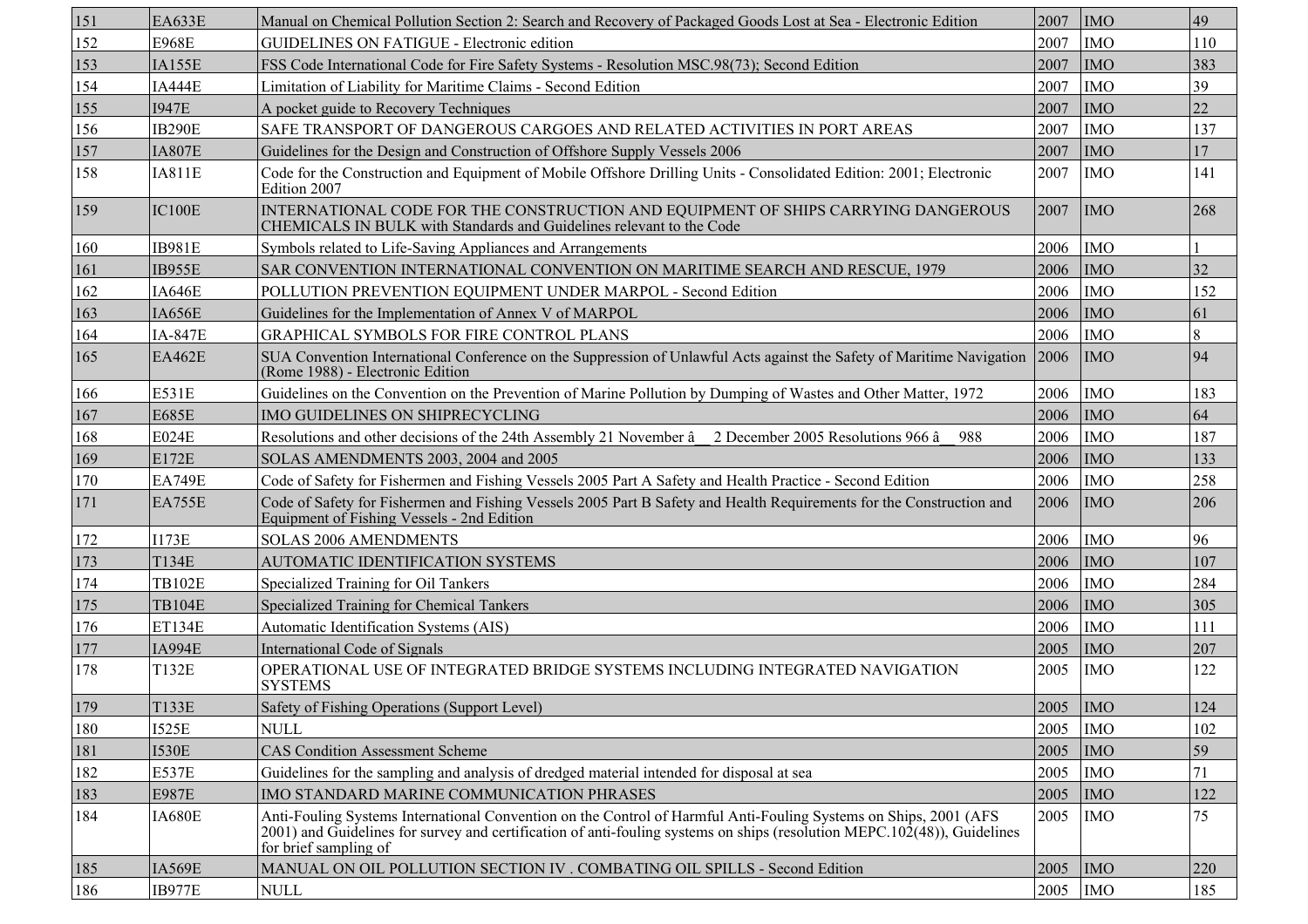| 151 | EA633E | Manual on Chemical Pollution Section 2: Search and Recovery of Packaged Goods Lost at Sea - Electronic Edition | 2007 | IMO | 49 |
|---|---|---|---|---|---|
| 152 | E968E | GUIDELINES ON FATIGUE - Electronic edition | 2007 | IMO | 110 |
| 153 | IA155E | FSS Code International Code for Fire Safety Systems - Resolution MSC.98(73); Second Edition | 2007 | IMO | 383 |
| 154 | IA444E | Limitation of Liability for Maritime Claims - Second Edition | 2007 | IMO | 39 |
| 155 | I947E | A pocket guide to Recovery Techniques | 2007 | IMO | 22 |
| 156 | IB290E | SAFE TRANSPORT OF DANGEROUS CARGOES AND RELATED ACTIVITIES IN PORT AREAS | 2007 | IMO | 137 |
| 157 | IA807E | Guidelines for the Design and Construction of Offshore Supply Vessels 2006 | 2007 | IMO | 17 |
| 158 | IA811E | Code for the Construction and Equipment of Mobile Offshore Drilling Units - Consolidated Edition: 2001; Electronic Edition 2007 | 2007 | IMO | 141 |
| 159 | IC100E | INTERNATIONAL CODE FOR THE CONSTRUCTION AND EQUIPMENT OF SHIPS CARRYING DANGEROUS CHEMICALS IN BULK with Standards and Guidelines relevant to the Code | 2007 | IMO | 268 |
| 160 | IB981E | Symbols related to Life-Saving Appliances and Arrangements | 2006 | IMO | 1 |
| 161 | IB955E | SAR CONVENTION INTERNATIONAL CONVENTION ON MARITIME SEARCH AND RESCUE, 1979 | 2006 | IMO | 32 |
| 162 | IA646E | POLLUTION PREVENTION EQUIPMENT UNDER MARPOL - Second Edition | 2006 | IMO | 152 |
| 163 | IA656E | Guidelines for the Implementation of Annex V of MARPOL | 2006 | IMO | 61 |
| 164 | IA-847E | GRAPHICAL SYMBOLS FOR FIRE CONTROL PLANS | 2006 | IMO | 8 |
| 165 | EA462E | SUA Convention International Conference on the Suppression of Unlawful Acts against the Safety of Maritime Navigation (Rome 1988) - Electronic Edition | 2006 | IMO | 94 |
| 166 | E531E | Guidelines on the Convention on the Prevention of Marine Pollution by Dumping of Wastes and Other Matter, 1972 | 2006 | IMO | 183 |
| 167 | E685E | IMO GUIDELINES ON SHIPRECYCLING | 2006 | IMO | 64 |
| 168 | E024E | Resolutions and other decisions of the 24th Assembly 21 November â__ 2 December 2005 Resolutions 966 â__ 988 | 2006 | IMO | 187 |
| 169 | E172E | SOLAS AMENDMENTS 2003, 2004 and 2005 | 2006 | IMO | 133 |
| 170 | EA749E | Code of Safety for Fishermen and Fishing Vessels 2005 Part A Safety and Health Practice - Second Edition | 2006 | IMO | 258 |
| 171 | EA755E | Code of Safety for Fishermen and Fishing Vessels 2005 Part B Safety and Health Requirements for the Construction and Equipment of Fishing Vessels - 2nd Edition | 2006 | IMO | 206 |
| 172 | I173E | SOLAS 2006 AMENDMENTS | 2006 | IMO | 96 |
| 173 | T134E | AUTOMATIC IDENTIFICATION SYSTEMS | 2006 | IMO | 107 |
| 174 | TB102E | Specialized Training for Oil Tankers | 2006 | IMO | 284 |
| 175 | TB104E | Specialized Training for Chemical Tankers | 2006 | IMO | 305 |
| 176 | ET134E | Automatic Identification Systems (AIS) | 2006 | IMO | 111 |
| 177 | IA994E | International Code of Signals | 2005 | IMO | 207 |
| 178 | T132E | OPERATIONAL USE OF INTEGRATED BRIDGE SYSTEMS INCLUDING INTEGRATED NAVIGATION SYSTEMS | 2005 | IMO | 122 |
| 179 | T133E | Safety of Fishing Operations (Support Level) | 2005 | IMO | 124 |
| 180 | I525E | NULL | 2005 | IMO | 102 |
| 181 | I530E | CAS Condition Assessment Scheme | 2005 | IMO | 59 |
| 182 | E537E | Guidelines for the sampling and analysis of dredged material intended for disposal at sea | 2005 | IMO | 71 |
| 183 | E987E | IMO STANDARD MARINE COMMUNICATION PHRASES | 2005 | IMO | 122 |
| 184 | IA680E | Anti-Fouling Systems International Convention on the Control of Harmful Anti-Fouling Systems on Ships, 2001 (AFS 2001) and Guidelines for survey and certification of anti-fouling systems on ships (resolution MEPC.102(48)), Guidelines for brief sampling of | 2005 | IMO | 75 |
| 185 | IA569E | MANUAL ON OIL POLLUTION SECTION IV . COMBATING OIL SPILLS - Second Edition | 2005 | IMO | 220 |
| 186 | IB977E | NULL | 2005 | IMO | 185 |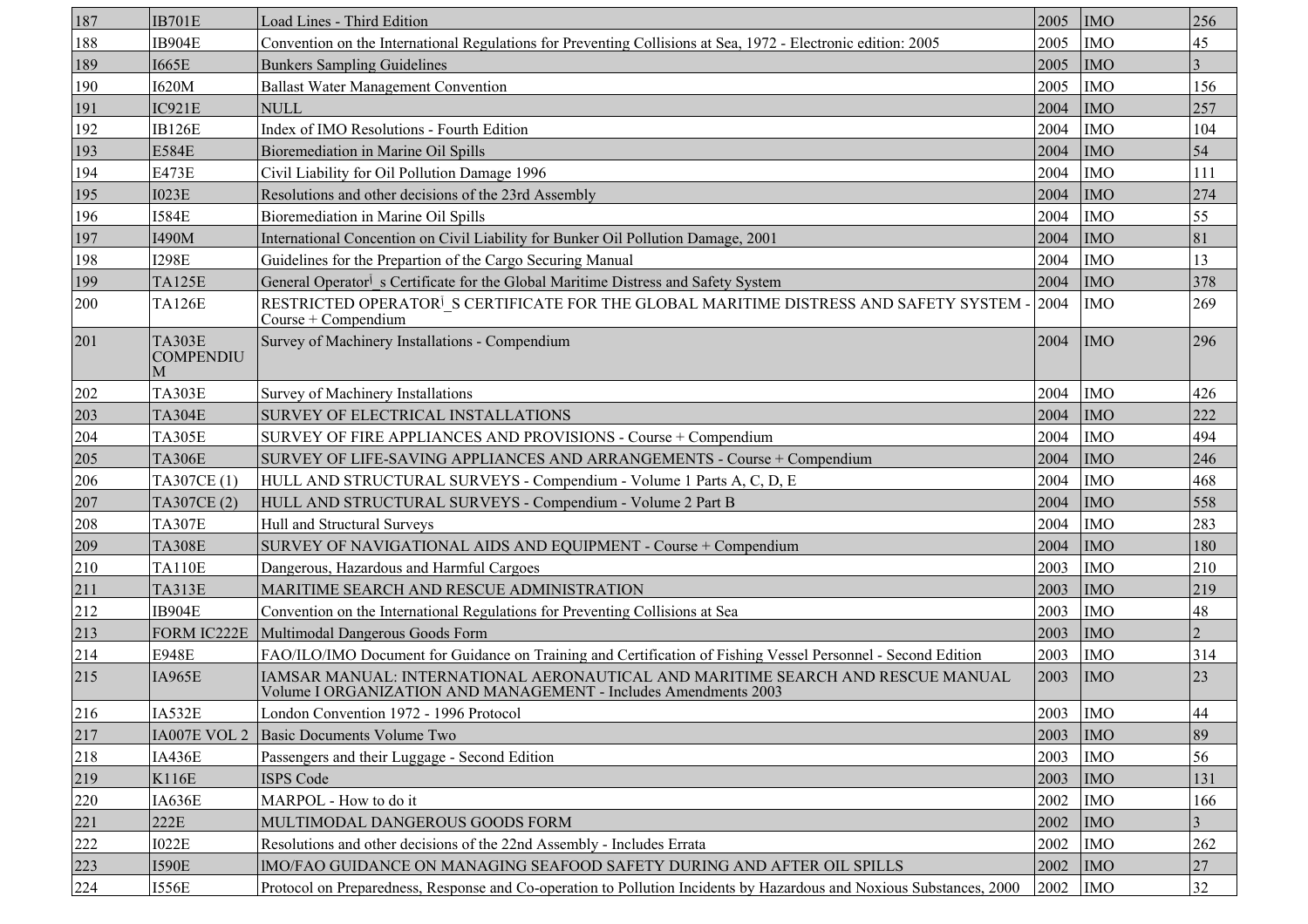| 187 | IB701E | Load Lines - Third Edition | 2005 | IMO | 256 |
|---|---|---|---|---|---|
| 188 | IB904E | Convention on the International Regulations for Preventing Collisions at Sea, 1972 - Electronic edition: 2005 | 2005 | IMO | 45 |
| 189 | I665E | Bunkers Sampling Guidelines | 2005 | IMO | 3 |
| 190 | I620M | Ballast Water Management Convention | 2005 | IMO | 156 |
| 191 | IC921E | NULL | 2004 | IMO | 257 |
| 192 | IB126E | Index of IMO Resolutions - Fourth Edition | 2004 | IMO | 104 |
| 193 | E584E | Bioremediation in Marine Oil Spills | 2004 | IMO | 54 |
| 194 | E473E | Civil Liability for Oil Pollution Damage 1996 | 2004 | IMO | 111 |
| 195 | I023E | Resolutions and other decisions of the 23rd Assembly | 2004 | IMO | 274 |
| 196 | I584E | Bioremediation in Marine Oil Spills | 2004 | IMO | 55 |
| 197 | I490M | International Concention on Civil Liability for Bunker Oil Pollution Damage, 2001 | 2004 | IMO | 81 |
| 198 | I298E | Guidelines for the Prepartion of the Cargo Securing Manual | 2004 | IMO | 13 |
| 199 | TA125E | General Operator¦_s Certificate for the Global Maritime Distress and Safety System | 2004 | IMO | 378 |
| 200 | TA126E | RESTRICTED OPERATOR¦_S CERTIFICATE FOR THE GLOBAL MARITIME DISTRESS AND SAFETY SYSTEM - Course + Compendium | 2004 | IMO | 269 |
| 201 | TA303E COMPENDIUM | Survey of Machinery Installations - Compendium | 2004 | IMO | 296 |
| 202 | TA303E | Survey of Machinery Installations | 2004 | IMO | 426 |
| 203 | TA304E | SURVEY OF ELECTRICAL INSTALLATIONS | 2004 | IMO | 222 |
| 204 | TA305E | SURVEY OF FIRE APPLIANCES AND PROVISIONS - Course + Compendium | 2004 | IMO | 494 |
| 205 | TA306E | SURVEY OF LIFE-SAVING APPLIANCES AND ARRANGEMENTS - Course + Compendium | 2004 | IMO | 246 |
| 206 | TA307CE (1) | HULL AND STRUCTURAL SURVEYS - Compendium - Volume 1 Parts A, C, D, E | 2004 | IMO | 468 |
| 207 | TA307CE (2) | HULL AND STRUCTURAL SURVEYS - Compendium - Volume 2 Part B | 2004 | IMO | 558 |
| 208 | TA307E | Hull and Structural Surveys | 2004 | IMO | 283 |
| 209 | TA308E | SURVEY OF NAVIGATIONAL AIDS AND EQUIPMENT - Course + Compendium | 2004 | IMO | 180 |
| 210 | TA110E | Dangerous, Hazardous and Harmful Cargoes | 2003 | IMO | 210 |
| 211 | TA313E | MARITIME SEARCH AND RESCUE ADMINISTRATION | 2003 | IMO | 219 |
| 212 | IB904E | Convention on the International Regulations for Preventing Collisions at Sea | 2003 | IMO | 48 |
| 213 | FORM IC222E | Multimodal Dangerous Goods Form | 2003 | IMO | 2 |
| 214 | E948E | FAO/ILO/IMO Document for Guidance on Training and Certification of Fishing Vessel Personnel - Second Edition | 2003 | IMO | 314 |
| 215 | IA965E | IAMSAR MANUAL: INTERNATIONAL AERONAUTICAL AND MARITIME SEARCH AND RESCUE MANUAL Volume I ORGANIZATION AND MANAGEMENT - Includes Amendments 2003 | 2003 | IMO | 23 |
| 216 | IA532E | London Convention 1972 - 1996 Protocol | 2003 | IMO | 44 |
| 217 | IA007E VOL 2 | Basic Documents Volume Two | 2003 | IMO | 89 |
| 218 | IA436E | Passengers and their Luggage - Second Edition | 2003 | IMO | 56 |
| 219 | K116E | ISPS Code | 2003 | IMO | 131 |
| 220 | IA636E | MARPOL - How to do it | 2002 | IMO | 166 |
| 221 | 222E | MULTIMODAL DANGEROUS GOODS FORM | 2002 | IMO | 3 |
| 222 | I022E | Resolutions and other decisions of the 22nd Assembly - Includes Errata | 2002 | IMO | 262 |
| 223 | I590E | IMO/FAO GUIDANCE ON MANAGING SEAFOOD SAFETY DURING AND AFTER OIL SPILLS | 2002 | IMO | 27 |
| 224 | I556E | Protocol on Preparedness, Response and Co-operation to Pollution Incidents by Hazardous and Noxious Substances, 2000 | 2002 | IMO | 32 |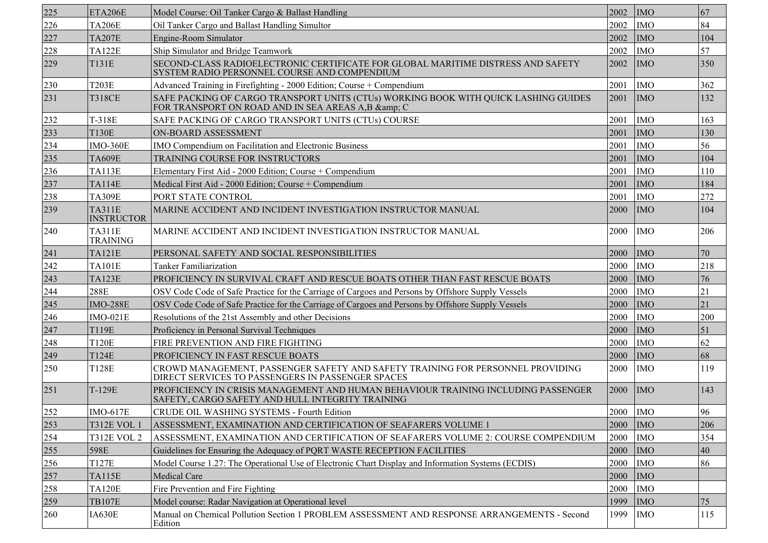| | | | | | |
|---|---|---|---|---|---|
| 225 | ETA206E | Model Course: Oil Tanker Cargo & Ballast Handling | 2002 | IMO | 67 |
| 226 | TA206E | Oil Tanker Cargo and Ballast Handling Simultor | 2002 | IMO | 84 |
| 227 | TA207E | Engine-Room Simulator | 2002 | IMO | 104 |
| 228 | TA122E | Ship Simulator and Bridge Teamwork | 2002 | IMO | 57 |
| 229 | T131E | SECOND-CLASS RADIOELECTRONIC CERTIFICATE FOR GLOBAL MARITIME DISTRESS AND SAFETY SYSTEM RADIO PERSONNEL COURSE AND COMPENDIUM | 2002 | IMO | 350 |
| 230 | T203E | Advanced Training in Firefighting - 2000 Edition; Course + Compendium | 2001 | IMO | 362 |
| 231 | T318CE | SAFE PACKING OF CARGO TRANSPORT UNITS (CTUs) WORKING BOOK WITH QUICK LASHING GUIDES FOR TRANSPORT ON ROAD AND IN SEA AREAS A,B &amp; C | 2001 | IMO | 132 |
| 232 | T-318E | SAFE PACKING OF CARGO TRANSPORT UNITS (CTUs) COURSE | 2001 | IMO | 163 |
| 233 | T130E | ON-BOARD ASSESSMENT | 2001 | IMO | 130 |
| 234 | IMO-360E | IMO Compendium on Facilitation and Electronic Business | 2001 | IMO | 56 |
| 235 | TA609E | TRAINING COURSE FOR INSTRUCTORS | 2001 | IMO | 104 |
| 236 | TA113E | Elementary First Aid - 2000 Edition; Course + Compendium | 2001 | IMO | 110 |
| 237 | TA114E | Medical First Aid - 2000 Edition; Course + Compendium | 2001 | IMO | 184 |
| 238 | TA309E | PORT STATE CONTROL | 2001 | IMO | 272 |
| 239 | TA311E INSTRUCTOR | MARINE ACCIDENT AND INCIDENT INVESTIGATION INSTRUCTOR MANUAL | 2000 | IMO | 104 |
| 240 | TA311E TRAINING | MARINE ACCIDENT AND INCIDENT INVESTIGATION INSTRUCTOR MANUAL | 2000 | IMO | 206 |
| 241 | TA121E | PERSONAL SAFETY AND SOCIAL RESPONSIBILITIES | 2000 | IMO | 70 |
| 242 | TA101E | Tanker Familiarization | 2000 | IMO | 218 |
| 243 | TA123E | PROFICIENCY IN SURVIVAL CRAFT AND RESCUE BOATS OTHER THAN FAST RESCUE BOATS | 2000 | IMO | 76 |
| 244 | 288E | OSV Code Code of Safe Practice for the Carriage of Cargoes and Persons by Offshore Supply Vessels | 2000 | IMO | 21 |
| 245 | IMO-288E | OSV Code Code of Safe Practice for the Carriage of Cargoes and Persons by Offshore Supply Vessels | 2000 | IMO | 21 |
| 246 | IMO-021E | Resolutions of the 21st Assembly and other Decisions | 2000 | IMO | 200 |
| 247 | T119E | Proficiency in Personal Survival Techniques | 2000 | IMO | 51 |
| 248 | T120E | FIRE PREVENTION AND FIRE FIGHTING | 2000 | IMO | 62 |
| 249 | T124E | PROFICIENCY IN FAST RESCUE BOATS | 2000 | IMO | 68 |
| 250 | T128E | CROWD MANAGEMENT, PASSENGER SAFETY AND SAFETY TRAINING FOR PERSONNEL PROVIDING DIRECT SERVICES TO PASSENGERS IN PASSENGER SPACES | 2000 | IMO | 119 |
| 251 | T-129E | PROFICIENCY IN CRISIS MANAGEMENT AND HUMAN BEHAVIOUR TRAINING INCLUDING PASSENGER SAFETY, CARGO SAFETY AND HULL INTEGRITY TRAINING | 2000 | IMO | 143 |
| 252 | IMO-617E | CRUDE OIL WASHING SYSTEMS - Fourth Edition | 2000 | IMO | 96 |
| 253 | T312E VOL 1 | ASSESSMENT, EXAMINATION AND CERTIFICATION OF SEAFARERS VOLUME 1 | 2000 | IMO | 206 |
| 254 | T312E VOL 2 | ASSESSMENT, EXAMINATION AND CERTIFICATION OF SEAFARERS VOLUME 2: COURSE COMPENDIUM | 2000 | IMO | 354 |
| 255 | 598E | Guidelines for Ensuring the Adequacy of PQRT WASTE RECEPTION FACILITIES | 2000 | IMO | 40 |
| 256 | T127E | Model Course 1.27: The Operational Use of Electronic Chart Display and Information Systems (ECDIS) | 2000 | IMO | 86 |
| 257 | TA115E | Medical Care | 2000 | IMO | |
| 258 | TA120E | Fire Prevention and Fire Fighting | 2000 | IMO | |
| 259 | TB107E | Model course: Radar Navigation at Operational level | 1999 | IMO | 75 |
| 260 | IA630E | Manual on Chemical Pollution Section 1 PROBLEM ASSESSMENT AND RESPONSE ARRANGEMENTS - Second Edition | 1999 | IMO | 115 |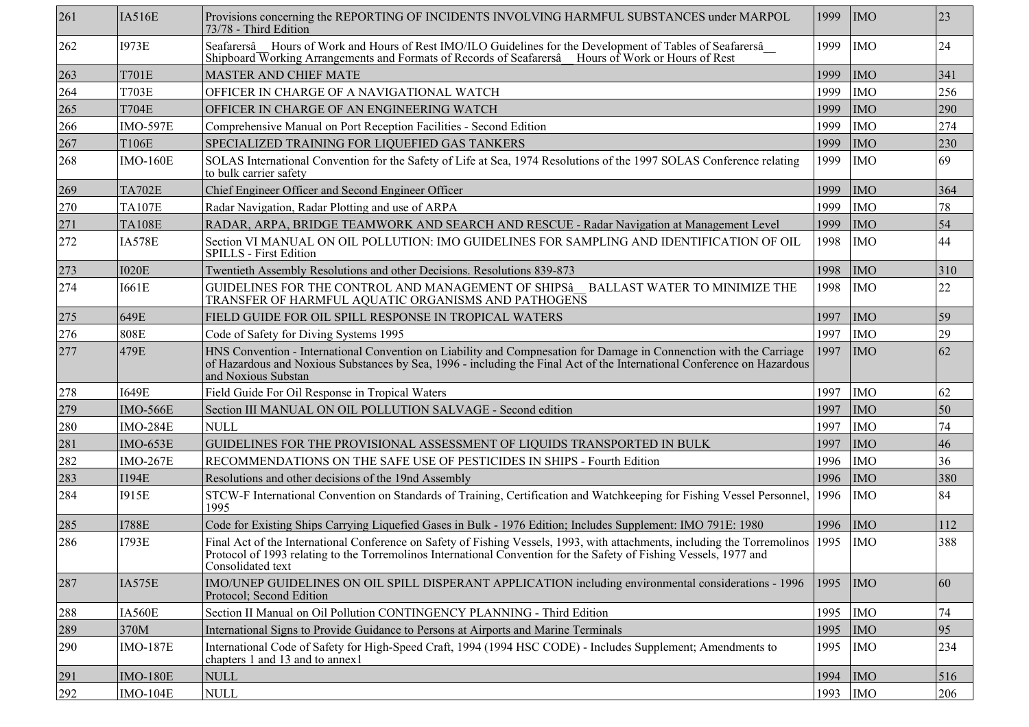| 261 | IA516E | Provisions concerning the REPORTING OF INCIDENTS INVOLVING HARMFUL SUBSTANCES under MARPOL 73/78 - Third Edition | 1999 | IMO | 23 |
|---|---|---|---|---|---|
| 262 | I973E | Seafarersâ__ Hours of Work and Hours of Rest IMO/ILO Guidelines for the Development of Tables of Seafarersâ__ Shipboard Working Arrangements and Formats of Records of Seafarersâ__ Hours of Work or Hours of Rest | 1999 | IMO | 24 |
| 263 | T701E | MASTER AND CHIEF MATE | 1999 | IMO | 341 |
| 264 | T703E | OFFICER IN CHARGE OF A NAVIGATIONAL WATCH | 1999 | IMO | 256 |
| 265 | T704E | OFFICER IN CHARGE OF AN ENGINEERING WATCH | 1999 | IMO | 290 |
| 266 | IMO-597E | Comprehensive Manual on Port Reception Facilities - Second Edition | 1999 | IMO | 274 |
| 267 | T106E | SPECIALIZED TRAINING FOR LIQUEFIED GAS TANKERS | 1999 | IMO | 230 |
| 268 | IMO-160E | SOLAS International Convention for the Safety of Life at Sea, 1974 Resolutions of the 1997 SOLAS Conference relating to bulk carrier safety | 1999 | IMO | 69 |
| 269 | TA702E | Chief Engineer Officer and Second Engineer Officer | 1999 | IMO | 364 |
| 270 | TA107E | Radar Navigation, Radar Plotting and use of ARPA | 1999 | IMO | 78 |
| 271 | TA108E | RADAR, ARPA, BRIDGE TEAMWORK AND SEARCH AND RESCUE - Radar Navigation at Management Level | 1999 | IMO | 54 |
| 272 | IA578E | Section VI MANUAL ON OIL POLLUTION: IMO GUIDELINES FOR SAMPLING AND IDENTIFICATION OF OIL SPILLS - First Edition | 1998 | IMO | 44 |
| 273 | I020E | Twentieth Assembly Resolutions and other Decisions. Resolutions 839-873 | 1998 | IMO | 310 |
| 274 | I661E | GUIDELINES FOR THE CONTROL AND MANAGEMENT OF SHIPSâ__ BALLAST WATER TO MINIMIZE THE TRANSFER OF HARMFUL AQUATIC ORGANISMS AND PATHOGENS | 1998 | IMO | 22 |
| 275 | 649E | FIELD GUIDE FOR OIL SPILL RESPONSE IN TROPICAL WATERS | 1997 | IMO | 59 |
| 276 | 808E | Code of Safety for Diving Systems 1995 | 1997 | IMO | 29 |
| 277 | 479E | HNS Convention - International Convention on Liability and Compnesation for Damage in Connenction with the Carriage of Hazardous and Noxious Substances by Sea, 1996 - including the Final Act of the International Conference on Hazardous and Noxious Substan | 1997 | IMO | 62 |
| 278 | I649E | Field Guide For Oil Response in Tropical Waters | 1997 | IMO | 62 |
| 279 | IMO-566E | Section III MANUAL ON OIL POLLUTION SALVAGE - Second edition | 1997 | IMO | 50 |
| 280 | IMO-284E | NULL | 1997 | IMO | 74 |
| 281 | IMO-653E | GUIDELINES FOR THE PROVISIONAL ASSESSMENT OF LIQUIDS TRANSPORTED IN BULK | 1997 | IMO | 46 |
| 282 | IMO-267E | RECOMMENDATIONS ON THE SAFE USE OF PESTICIDES IN SHIPS - Fourth Edition | 1996 | IMO | 36 |
| 283 | I194E | Resolutions and other decisions of the 19nd Assembly | 1996 | IMO | 380 |
| 284 | I915E | STCW-F International Convention on Standards of Training, Certification and Watchkeeping for Fishing Vessel Personnel, 1995 | 1996 | IMO | 84 |
| 285 | I788E | Code for Existing Ships Carrying Liquefied Gases in Bulk - 1976 Edition; Includes Supplement: IMO 791E: 1980 | 1996 | IMO | 112 |
| 286 | I793E | Final Act of the International Conference on Safety of Fishing Vessels, 1993, with attachments, including the Torremolinos Protocol of 1993 relating to the Torremolinos International Convention for the Safety of Fishing Vessels, 1977 and Consolidated text | 1995 | IMO | 388 |
| 287 | IA575E | IMO/UNEP GUIDELINES ON OIL SPILL DISPERANT APPLICATION including environmental considerations - 1996 Protocol; Second Edition | 1995 | IMO | 60 |
| 288 | IA560E | Section II Manual on Oil Pollution CONTINGENCY PLANNING - Third Edition | 1995 | IMO | 74 |
| 289 | 370M | International Signs to Provide Guidance to Persons at Airports and Marine Terminals | 1995 | IMO | 95 |
| 290 | IMO-187E | International Code of Safety for High-Speed Craft, 1994 (1994 HSC CODE) - Includes Supplement; Amendments to chapters 1 and 13 and to annex1 | 1995 | IMO | 234 |
| 291 | IMO-180E | NULL | 1994 | IMO | 516 |
| 292 | IMO-104E | NULL | 1993 | IMO | 206 |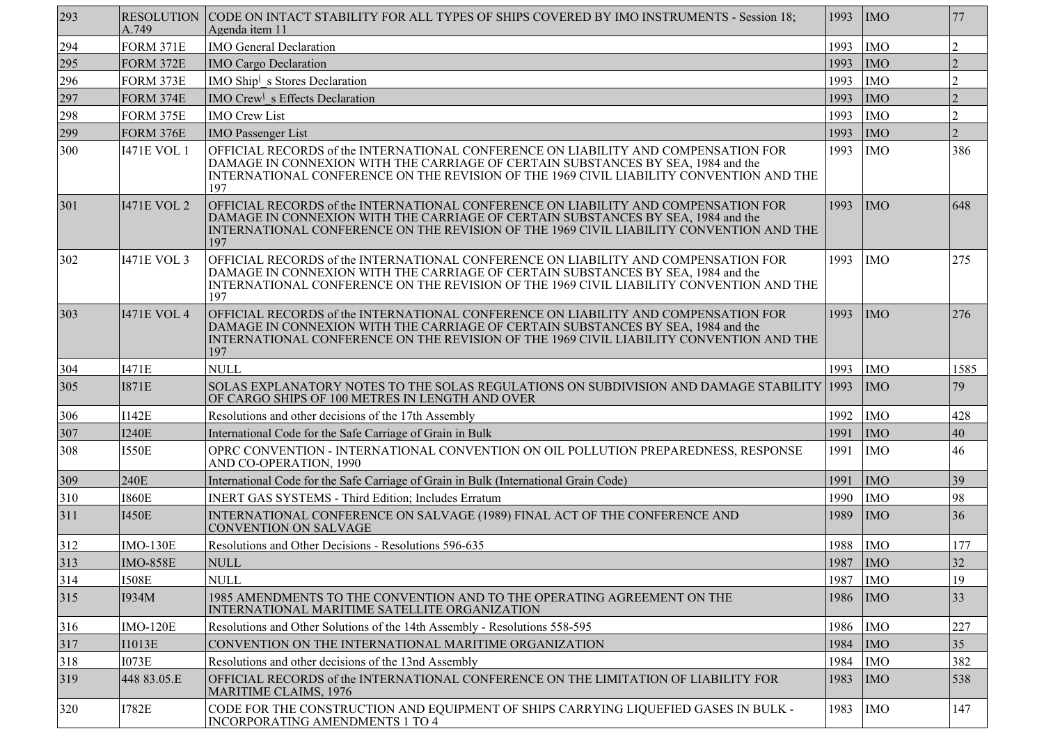| 293 | RESOLUTION A.749 | CODE ON INTACT STABILITY FOR ALL TYPES OF SHIPS COVERED BY IMO INSTRUMENTS - Session 18; Agenda item 11 | 1993 | IMO | 77 |
|---|---|---|---|---|---|
| 294 | FORM 371E | IMO General Declaration | 1993 | IMO | 2 |
| 295 | FORM 372E | IMO Cargo Declaration | 1993 | IMO | 2 |
| 296 | FORM 373E | IMO Shipʲ_s Stores Declaration | 1993 | IMO | 2 |
| 297 | FORM 374E | IMO Crewʲ_s Effects Declaration | 1993 | IMO | 2 |
| 298 | FORM 375E | IMO Crew List | 1993 | IMO | 2 |
| 299 | FORM 376E | IMO Passenger List | 1993 | IMO | 2 |
| 300 | I471E VOL 1 | OFFICIAL RECORDS of the INTERNATIONAL CONFERENCE ON LIABILITY AND COMPENSATION FOR DAMAGE IN CONNEXION WITH THE CARRIAGE OF CERTAIN SUBSTANCES BY SEA, 1984 and the INTERNATIONAL CONFERENCE ON THE REVISION OF THE 1969 CIVIL LIABILITY CONVENTION AND THE 197 | 1993 | IMO | 386 |
| 301 | I471E VOL 2 | OFFICIAL RECORDS of the INTERNATIONAL CONFERENCE ON LIABILITY AND COMPENSATION FOR DAMAGE IN CONNEXION WITH THE CARRIAGE OF CERTAIN SUBSTANCES BY SEA, 1984 and the INTERNATIONAL CONFERENCE ON THE REVISION OF THE 1969 CIVIL LIABILITY CONVENTION AND THE 197 | 1993 | IMO | 648 |
| 302 | I471E VOL 3 | OFFICIAL RECORDS of the INTERNATIONAL CONFERENCE ON LIABILITY AND COMPENSATION FOR DAMAGE IN CONNEXION WITH THE CARRIAGE OF CERTAIN SUBSTANCES BY SEA, 1984 and the INTERNATIONAL CONFERENCE ON THE REVISION OF THE 1969 CIVIL LIABILITY CONVENTION AND THE 197 | 1993 | IMO | 275 |
| 303 | I471E VOL 4 | OFFICIAL RECORDS of the INTERNATIONAL CONFERENCE ON LIABILITY AND COMPENSATION FOR DAMAGE IN CONNEXION WITH THE CARRIAGE OF CERTAIN SUBSTANCES BY SEA, 1984 and the INTERNATIONAL CONFERENCE ON THE REVISION OF THE 1969 CIVIL LIABILITY CONVENTION AND THE 197 | 1993 | IMO | 276 |
| 304 | I471E | NULL | 1993 | IMO | 1585 |
| 305 | I871E | SOLAS EXPLANATORY NOTES TO THE SOLAS REGULATIONS ON SUBDIVISION AND DAMAGE STABILITY OF CARGO SHIPS OF 100 METRES IN LENGTH AND OVER | 1993 | IMO | 79 |
| 306 | I142E | Resolutions and other decisions of the 17th Assembly | 1992 | IMO | 428 |
| 307 | I240E | International Code for the Safe Carriage of Grain in Bulk | 1991 | IMO | 40 |
| 308 | I550E | OPRC CONVENTION - INTERNATIONAL CONVENTION ON OIL POLLUTION PREPAREDNESS, RESPONSE AND CO-OPERATION, 1990 | 1991 | IMO | 46 |
| 309 | 240E | International Code for the Safe Carriage of Grain in Bulk (International Grain Code) | 1991 | IMO | 39 |
| 310 | I860E | INERT GAS SYSTEMS - Third Edition; Includes Erratum | 1990 | IMO | 98 |
| 311 | I450E | INTERNATIONAL CONFERENCE ON SALVAGE (1989) FINAL ACT OF THE CONFERENCE AND CONVENTION ON SALVAGE | 1989 | IMO | 36 |
| 312 | IMO-130E | Resolutions and Other Decisions - Resolutions 596-635 | 1988 | IMO | 177 |
| 313 | IMO-858E | NULL | 1987 | IMO | 32 |
| 314 | I508E | NULL | 1987 | IMO | 19 |
| 315 | I934M | 1985 AMENDMENTS TO THE CONVENTION AND TO THE OPERATING AGREEMENT ON THE INTERNATIONAL MARITIME SATELLITE ORGANIZATION | 1986 | IMO | 33 |
| 316 | IMO-120E | Resolutions and Other Solutions of the 14th Assembly - Resolutions 558-595 | 1986 | IMO | 227 |
| 317 | I1013E | CONVENTION ON THE INTERNATIONAL MARITIME ORGANIZATION | 1984 | IMO | 35 |
| 318 | I073E | Resolutions and other decisions of the 13nd Assembly | 1984 | IMO | 382 |
| 319 | 448 83.05.E | OFFICIAL RECORDS of the INTERNATIONAL CONFERENCE ON THE LIMITATION OF LIABILITY FOR MARITIME CLAIMS, 1976 | 1983 | IMO | 538 |
| 320 | I782E | CODE FOR THE CONSTRUCTION AND EQUIPMENT OF SHIPS CARRYING LIQUEFIED GASES IN BULK - INCORPORATING AMENDMENTS 1 TO 4 | 1983 | IMO | 147 |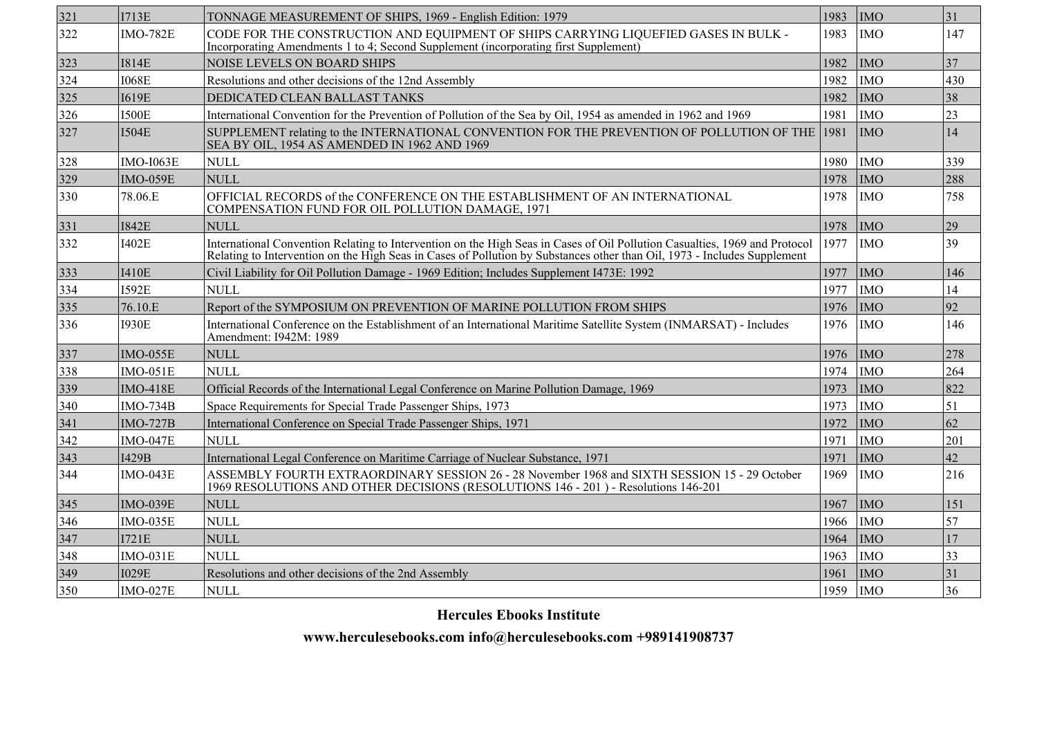| | | | | | |
|---|---|---|---|---|---|
| 321 | I713E | TONNAGE MEASUREMENT OF SHIPS, 1969 - English Edition: 1979 | 1983 | IMO | 31 |
| 322 | IMO-782E | CODE FOR THE CONSTRUCTION AND EQUIPMENT OF SHIPS CARRYING LIQUEFIED GASES IN BULK - Incorporating Amendments 1 to 4; Second Supplement (incorporating first Supplement) | 1983 | IMO | 147 |
| 323 | I814E | NOISE LEVELS ON BOARD SHIPS | 1982 | IMO | 37 |
| 324 | I068E | Resolutions and other decisions of the 12nd Assembly | 1982 | IMO | 430 |
| 325 | I619E | DEDICATED CLEAN BALLAST TANKS | 1982 | IMO | 38 |
| 326 | I500E | International Convention for the Prevention of Pollution of the Sea by Oil, 1954 as amended in 1962 and 1969 | 1981 | IMO | 23 |
| 327 | I504E | SUPPLEMENT relating to the INTERNATIONAL CONVENTION FOR THE PREVENTION OF POLLUTION OF THE SEA BY OIL, 1954 AS AMENDED IN 1962 AND 1969 | 1981 | IMO | 14 |
| 328 | IMO-I063E | NULL | 1980 | IMO | 339 |
| 329 | IMO-059E | NULL | 1978 | IMO | 288 |
| 330 | 78.06.E | OFFICIAL RECORDS of the CONFERENCE ON THE ESTABLISHMENT OF AN INTERNATIONAL COMPENSATION FUND FOR OIL POLLUTION DAMAGE, 1971 | 1978 | IMO | 758 |
| 331 | I842E | NULL | 1978 | IMO | 29 |
| 332 | I402E | International Convention Relating to Intervention on the High Seas in Cases of Oil Pollution Casualties, 1969 and Protocol Relating to Intervention on the High Seas in Cases of Pollution by Substances other than Oil, 1973 - Includes Supplement | 1977 | IMO | 39 |
| 333 | I410E | Civil Liability for Oil Pollution Damage - 1969 Edition; Includes Supplement I473E: 1992 | 1977 | IMO | 146 |
| 334 | I592E | NULL | 1977 | IMO | 14 |
| 335 | 76.10.E | Report of the SYMPOSIUM ON PREVENTION OF MARINE POLLUTION FROM SHIPS | 1976 | IMO | 92 |
| 336 | I930E | International Conference on the Establishment of an International Maritime Satellite System (INMARSAT) - Includes Amendment: I942M: 1989 | 1976 | IMO | 146 |
| 337 | IMO-055E | NULL | 1976 | IMO | 278 |
| 338 | IMO-051E | NULL | 1974 | IMO | 264 |
| 339 | IMO-418E | Official Records of the International Legal Conference on Marine Pollution Damage, 1969 | 1973 | IMO | 822 |
| 340 | IMO-734B | Space Requirements for Special Trade Passenger Ships, 1973 | 1973 | IMO | 51 |
| 341 | IMO-727B | International Conference on Special Trade Passenger Ships, 1971 | 1972 | IMO | 62 |
| 342 | IMO-047E | NULL | 1971 | IMO | 201 |
| 343 | I429B | International Legal Conference on Maritime Carriage of Nuclear Substance, 1971 | 1971 | IMO | 42 |
| 344 | IMO-043E | ASSEMBLY FOURTH EXTRAORDINARY SESSION 26 - 28 November 1968 and SIXTH SESSION 15 - 29 October 1969 RESOLUTIONS AND OTHER DECISIONS (RESOLUTIONS 146 - 201 ) - Resolutions 146-201 | 1969 | IMO | 216 |
| 345 | IMO-039E | NULL | 1967 | IMO | 151 |
| 346 | IMO-035E | NULL | 1966 | IMO | 57 |
| 347 | I721E | NULL | 1964 | IMO | 17 |
| 348 | IMO-031E | NULL | 1963 | IMO | 33 |
| 349 | I029E | Resolutions and other decisions of the 2nd Assembly | 1961 | IMO | 31 |
| 350 | IMO-027E | NULL | 1959 | IMO | 36 |

**Hercules Ebooks Institute**

**www.herculesebooks.com info@herculesebooks.com +989141908737**